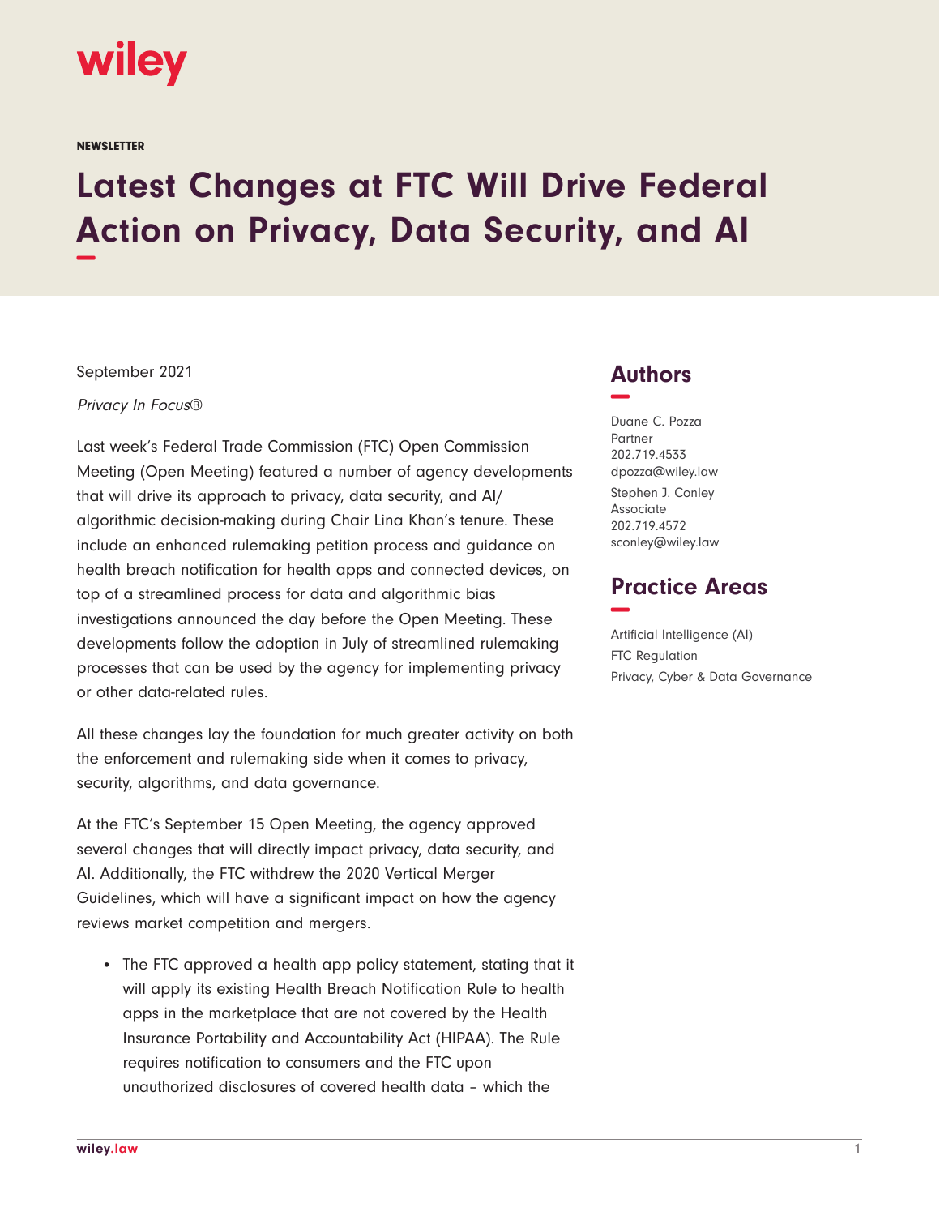wiley

NEWSLETTER

# Latest Changes at FTC Will Drive Federal Action on Privacy, Data Security, and AI

September 2021

*Privacy In Focus®*

Last week's Federal Trade Commission (FTC) Open Commission Meeting (Open Meeting) featured a number of agency developments that will drive its approach to privacy, data security, and AI/ algorithmic decision-making during Chair Lina Khan's tenure. These include an enhanced rulemaking petition process and guidance on health breach notification for health apps and connected devices, on top of a streamlined process for data and algorithmic bias investigations announced the day before the Open Meeting. These developments follow the adoption in July of streamlined rulemaking processes that can be used by the agency for implementing privacy or other data-related rules.

All these changes lay the foundation for much greater activity on both the enforcement and rulemaking side when it comes to privacy, security, algorithms, and data governance.

At the FTC's September 15 Open Meeting, the agency approved several changes that will directly impact privacy, data security, and AI. Additionally, the FTC withdrew the 2020 Vertical Merger Guidelines, which will have a significant impact on how the agency reviews market competition and mergers.

- The FTC approved a health app policy statement, stating that it will apply its existing Health Breach Notification Rule to health apps in the marketplace that are not covered by the Health Insurance Portability and Accountability Act (HIPAA). The Rule requires notification to consumers and the FTC upon unauthorized disclosures of covered health data – which the

## Authors

Duane C. Pozza
Partner
202.719.4533
dpozza@wiley.law

Stephen J. Conley
Associate
202.719.4572
sconley@wiley.law

## Practice Areas

Artificial Intelligence (AI)
FTC Regulation
Privacy, Cyber & Data Governance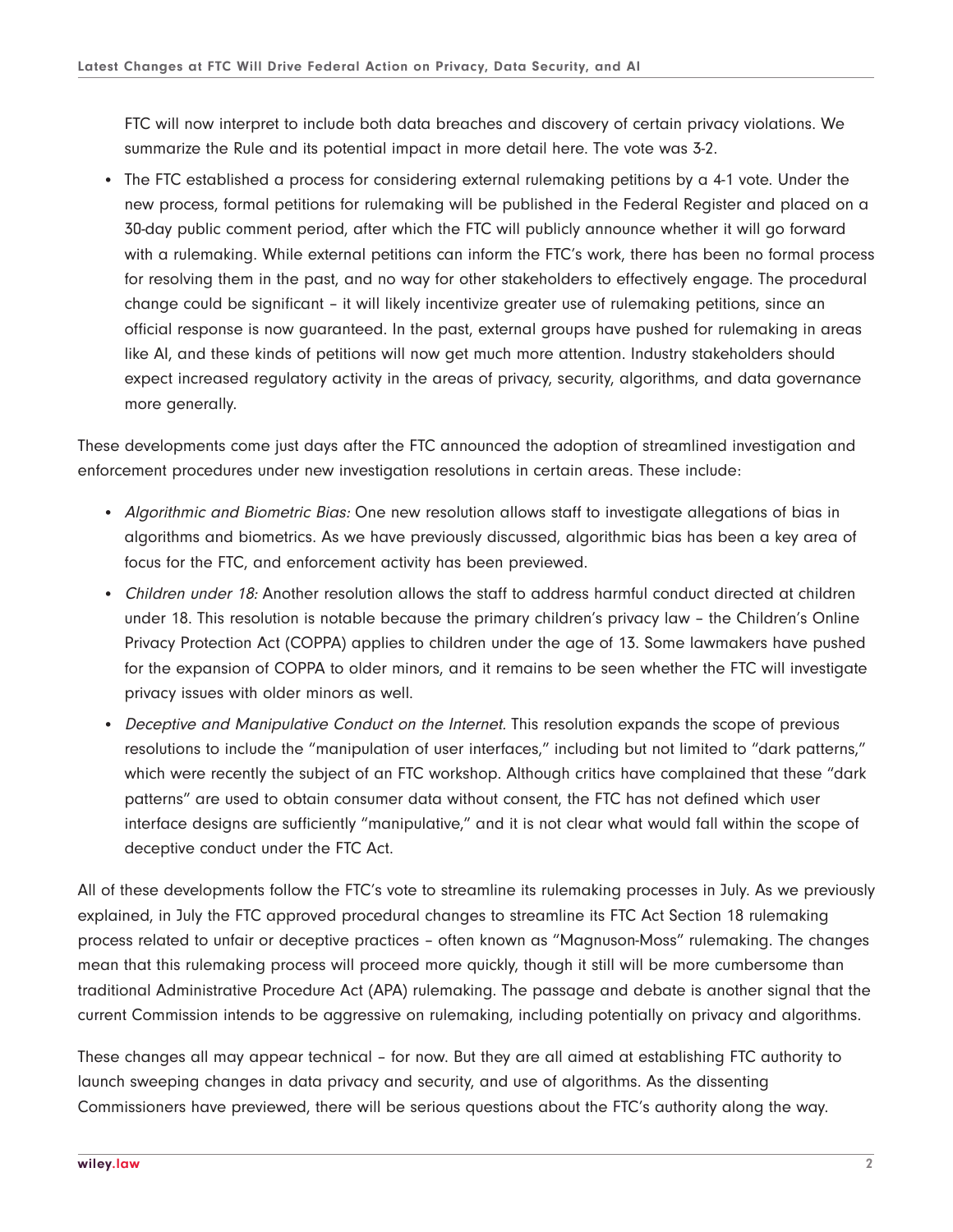FTC will now interpret to include both data breaches and discovery of certain privacy violations. We summarize the Rule and its potential impact in more detail here. The vote was 3-2.

- The FTC established a process for considering external rulemaking petitions by a 4-1 vote. Under the new process, formal petitions for rulemaking will be published in the Federal Register and placed on a 30-day public comment period, after which the FTC will publicly announce whether it will go forward with a rulemaking. While external petitions can inform the FTC's work, there has been no formal process for resolving them in the past, and no way for other stakeholders to effectively engage. The procedural change could be significant – it will likely incentivize greater use of rulemaking petitions, since an official response is now guaranteed. In the past, external groups have pushed for rulemaking in areas like AI, and these kinds of petitions will now get much more attention. Industry stakeholders should expect increased regulatory activity in the areas of privacy, security, algorithms, and data governance more generally.

These developments come just days after the FTC announced the adoption of streamlined investigation and enforcement procedures under new investigation resolutions in certain areas. These include:

- *Algorithmic and Biometric Bias:* One new resolution allows staff to investigate allegations of bias in algorithms and biometrics. As we have previously discussed, algorithmic bias has been a key area of focus for the FTC, and enforcement activity has been previewed.
- *Children under 18:* Another resolution allows the staff to address harmful conduct directed at children under 18. This resolution is notable because the primary children's privacy law – the Children's Online Privacy Protection Act (COPPA) applies to children under the age of 13. Some lawmakers have pushed for the expansion of COPPA to older minors, and it remains to be seen whether the FTC will investigate privacy issues with older minors as well.
- *Deceptive and Manipulative Conduct on the Internet.* This resolution expands the scope of previous resolutions to include the "manipulation of user interfaces," including but not limited to "dark patterns," which were recently the subject of an FTC workshop. Although critics have complained that these "dark patterns" are used to obtain consumer data without consent, the FTC has not defined which user interface designs are sufficiently "manipulative," and it is not clear what would fall within the scope of deceptive conduct under the FTC Act.

All of these developments follow the FTC's vote to streamline its rulemaking processes in July. As we previously explained, in July the FTC approved procedural changes to streamline its FTC Act Section 18 rulemaking process related to unfair or deceptive practices – often known as "Magnuson-Moss" rulemaking. The changes mean that this rulemaking process will proceed more quickly, though it still will be more cumbersome than traditional Administrative Procedure Act (APA) rulemaking. The passage and debate is another signal that the current Commission intends to be aggressive on rulemaking, including potentially on privacy and algorithms.

These changes all may appear technical – for now. But they are all aimed at establishing FTC authority to launch sweeping changes in data privacy and security, and use of algorithms. As the dissenting Commissioners have previewed, there will be serious questions about the FTC's authority along the way.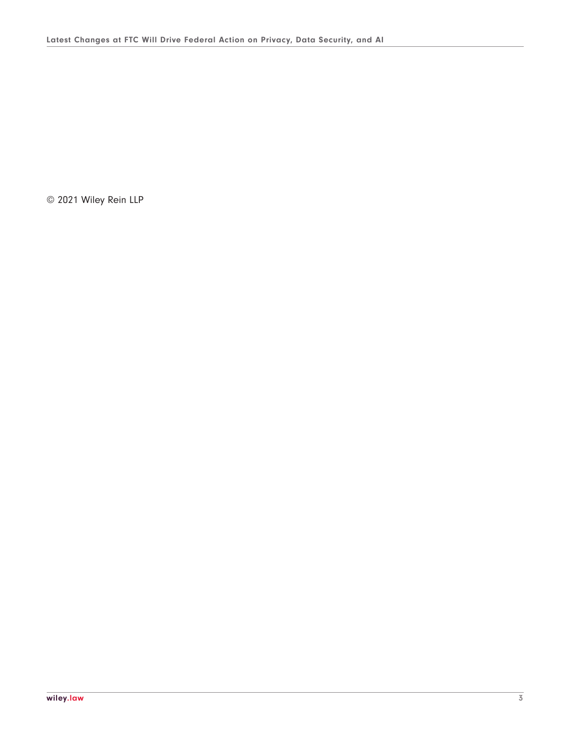© 2021 Wiley Rein LLP